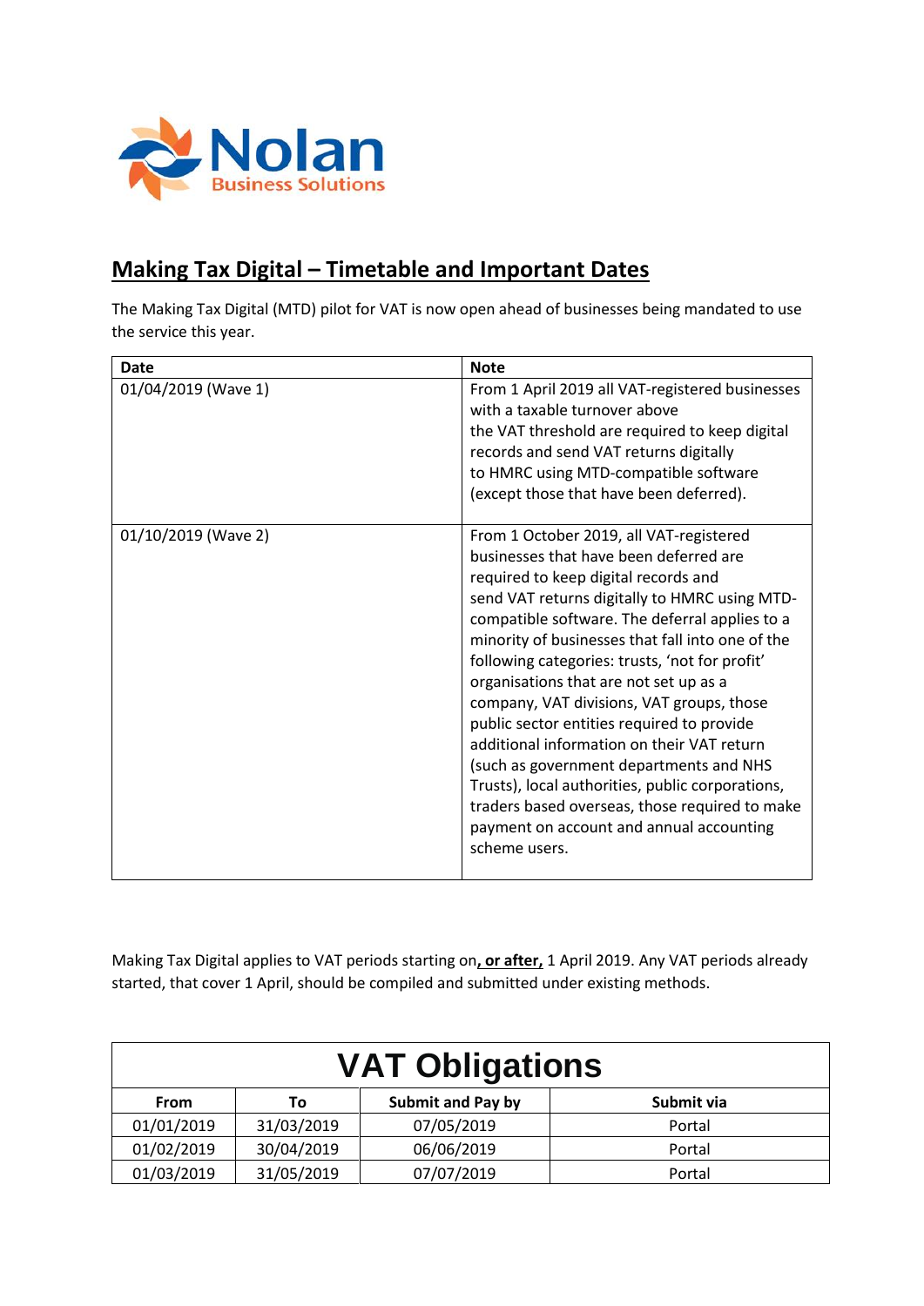Nolan Business Solutions

## Making Tax Digital – Timetable and Important Dates

The Making Tax Digital (MTD) pilot for VAT is now open ahead of businesses being mandated to use the service this year.

| Date | Note |
|---|---|
| 01/04/2019 (Wave 1) | From 1 April 2019 all VAT-registered businesses with a taxable turnover above the VAT threshold are required to keep digital records and send VAT returns digitally to HMRC using MTD-compatible software (except those that have been deferred). |
| 01/10/2019 (Wave 2) | From 1 October 2019, all VAT-registered businesses that have been deferred are required to keep digital records and send VAT returns digitally to HMRC using MTD-compatible software. The deferral applies to a minority of businesses that fall into one of the following categories: trusts, 'not for profit' organisations that are not set up as a company, VAT divisions, VAT groups, those public sector entities required to provide additional information on their VAT return (such as government departments and NHS Trusts), local authorities, public corporations, traders based overseas, those required to make payment on account and annual accounting scheme users. |

Making Tax Digital applies to VAT periods starting on**, or after,** 1 April 2019. Any VAT periods already started, that cover 1 April, should be compiled and submitted under existing methods.

| VAT Obligations | | | |
|---|---|---|---|
| **From** | **To** | **Submit and Pay by** | **Submit via** |
| 01/01/2019 | 31/03/2019 | 07/05/2019 | Portal |
| 01/02/2019 | 30/04/2019 | 06/06/2019 | Portal |
| 01/03/2019 | 31/05/2019 | 07/07/2019 | Portal |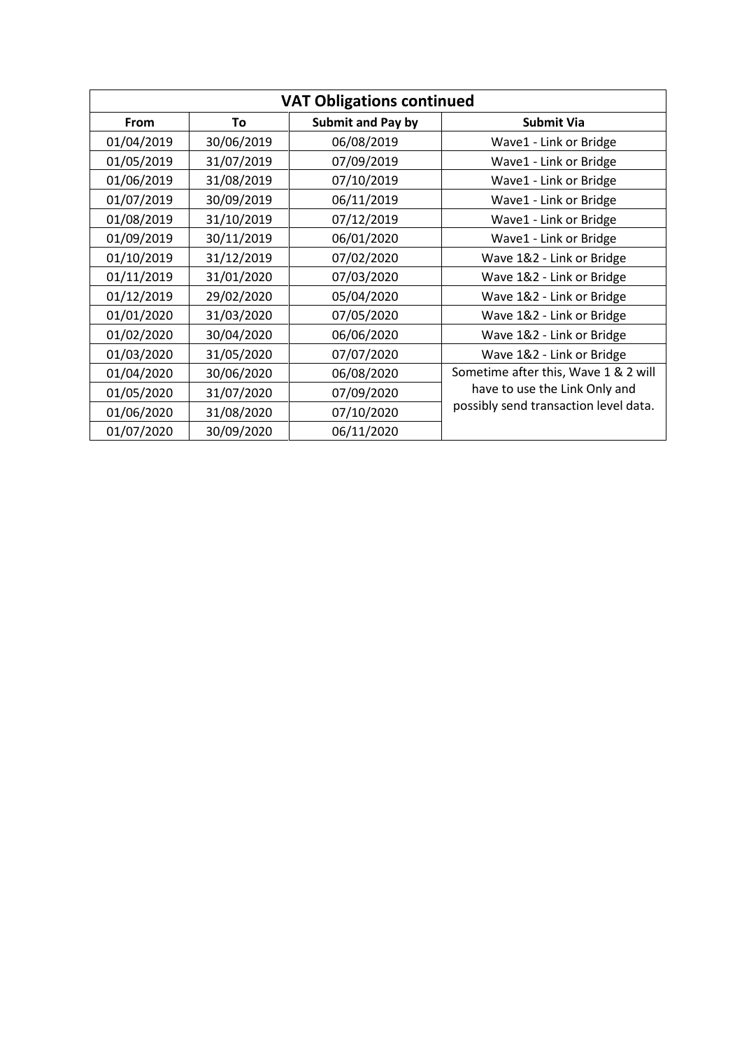| VAT Obligations continued | | | |
|---|---|---|---|
| **From** | **To** | **Submit and Pay by** | **Submit Via** |
| 01/04/2019 | 30/06/2019 | 06/08/2019 | Wave1 - Link or Bridge |
| 01/05/2019 | 31/07/2019 | 07/09/2019 | Wave1 - Link or Bridge |
| 01/06/2019 | 31/08/2019 | 07/10/2019 | Wave1 - Link or Bridge |
| 01/07/2019 | 30/09/2019 | 06/11/2019 | Wave1 - Link or Bridge |
| 01/08/2019 | 31/10/2019 | 07/12/2019 | Wave1 - Link or Bridge |
| 01/09/2019 | 30/11/2019 | 06/01/2020 | Wave1 - Link or Bridge |
| 01/10/2019 | 31/12/2019 | 07/02/2020 | Wave 1&2 - Link or Bridge |
| 01/11/2019 | 31/01/2020 | 07/03/2020 | Wave 1&2 - Link or Bridge |
| 01/12/2019 | 29/02/2020 | 05/04/2020 | Wave 1&2 - Link or Bridge |
| 01/01/2020 | 31/03/2020 | 07/05/2020 | Wave 1&2 - Link or Bridge |
| 01/02/2020 | 30/04/2020 | 06/06/2020 | Wave 1&2 - Link or Bridge |
| 01/03/2020 | 31/05/2020 | 07/07/2020 | Wave 1&2 - Link or Bridge |
| 01/04/2020 | 30/06/2020 | 06/08/2020 | Sometime after this, Wave 1 & 2 will have to use the Link Only and possibly send transaction level data. |
| 01/05/2020 | 31/07/2020 | 07/09/2020 | |
| 01/06/2020 | 31/08/2020 | 07/10/2020 | |
| 01/07/2020 | 30/09/2020 | 06/11/2020 | |